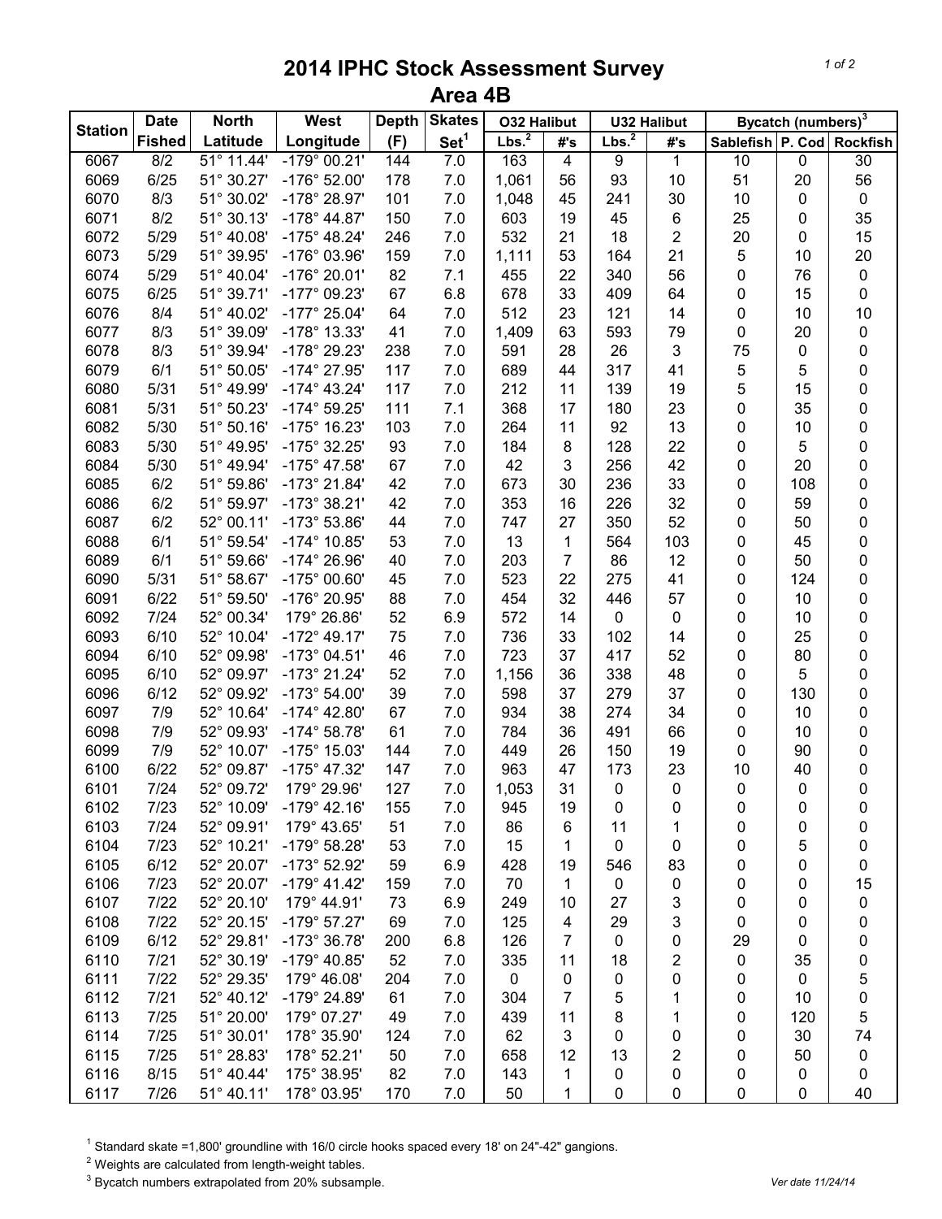# 2014 IPHC Stock Assessment Survey
## Area 4B

| Station | Date | North | West | Depth | Skates | O32 Halibut | | U32 Halibut | | Bycatch (numbers)[3] | | |
|---|---|---|---|---|---|---|---|---|---|---|---|---|
| | Fished | Latitude | Longitude | (F) | Set[1] | Lbs.[2] | #'s | Lbs.[2] | #'s | Sablefish | P. Cod | Rockfish |
| 6067 | 8/2 | 51° 11.44' | -179° 00.21' | 144 | 7.0 | 163 | 4 | 9 | 1 | 10 | 0 | 30 |
| 6069 | 6/25 | 51° 30.27' | -176° 52.00' | 178 | 7.0 | 1,061 | 56 | 93 | 10 | 51 | 20 | 56 |
| 6070 | 8/3 | 51° 30.02' | -178° 28.97' | 101 | 7.0 | 1,048 | 45 | 241 | 30 | 10 | 0 | 0 |
| 6071 | 8/2 | 51° 30.13' | -178° 44.87' | 150 | 7.0 | 603 | 19 | 45 | 6 | 25 | 0 | 35 |
| 6072 | 5/29 | 51° 40.08' | -175° 48.24' | 246 | 7.0 | 532 | 21 | 18 | 2 | 20 | 0 | 15 |
| 6073 | 5/29 | 51° 39.95' | -176° 03.96' | 159 | 7.0 | 1,111 | 53 | 164 | 21 | 5 | 10 | 20 |
| 6074 | 5/29 | 51° 40.04' | -176° 20.01' | 82 | 7.1 | 455 | 22 | 340 | 56 | 0 | 76 | 0 |
| 6075 | 6/25 | 51° 39.71' | -177° 09.23' | 67 | 6.8 | 678 | 33 | 409 | 64 | 0 | 15 | 0 |
| 6076 | 8/4 | 51° 40.02' | -177° 25.04' | 64 | 7.0 | 512 | 23 | 121 | 14 | 0 | 10 | 10 |
| 6077 | 8/3 | 51° 39.09' | -178° 13.33' | 41 | 7.0 | 1,409 | 63 | 593 | 79 | 0 | 20 | 0 |
| 6078 | 8/3 | 51° 39.94' | -178° 29.23' | 238 | 7.0 | 591 | 28 | 26 | 3 | 75 | 0 | 0 |
| 6079 | 6/1 | 51° 50.05' | -174° 27.95' | 117 | 7.0 | 689 | 44 | 317 | 41 | 5 | 5 | 0 |
| 6080 | 5/31 | 51° 49.99' | -174° 43.24' | 117 | 7.0 | 212 | 11 | 139 | 19 | 5 | 15 | 0 |
| 6081 | 5/31 | 51° 50.23' | -174° 59.25' | 111 | 7.1 | 368 | 17 | 180 | 23 | 0 | 35 | 0 |
| 6082 | 5/30 | 51° 50.16' | -175° 16.23' | 103 | 7.0 | 264 | 11 | 92 | 13 | 0 | 10 | 0 |
| 6083 | 5/30 | 51° 49.95' | -175° 32.25' | 93 | 7.0 | 184 | 8 | 128 | 22 | 0 | 5 | 0 |
| 6084 | 5/30 | 51° 49.94' | -175° 47.58' | 67 | 7.0 | 42 | 3 | 256 | 42 | 0 | 20 | 0 |
| 6085 | 6/2 | 51° 59.86' | -173° 21.84' | 42 | 7.0 | 673 | 30 | 236 | 33 | 0 | 108 | 0 |
| 6086 | 6/2 | 51° 59.97' | -173° 38.21' | 42 | 7.0 | 353 | 16 | 226 | 32 | 0 | 59 | 0 |
| 6087 | 6/2 | 52° 00.11' | -173° 53.86' | 44 | 7.0 | 747 | 27 | 350 | 52 | 0 | 50 | 0 |
| 6088 | 6/1 | 51° 59.54' | -174° 10.85' | 53 | 7.0 | 13 | 1 | 564 | 103 | 0 | 45 | 0 |
| 6089 | 6/1 | 51° 59.66' | -174° 26.96' | 40 | 7.0 | 203 | 7 | 86 | 12 | 0 | 50 | 0 |
| 6090 | 5/31 | 51° 58.67' | -175° 00.60' | 45 | 7.0 | 523 | 22 | 275 | 41 | 0 | 124 | 0 |
| 6091 | 6/22 | 51° 59.50' | -176° 20.95' | 88 | 7.0 | 454 | 32 | 446 | 57 | 0 | 10 | 0 |
| 6092 | 7/24 | 52° 00.34' | 179° 26.86' | 52 | 6.9 | 572 | 14 | 0 | 0 | 0 | 10 | 0 |
| 6093 | 6/10 | 52° 10.04' | -172° 49.17' | 75 | 7.0 | 736 | 33 | 102 | 14 | 0 | 25 | 0 |
| 6094 | 6/10 | 52° 09.98' | -173° 04.51' | 46 | 7.0 | 723 | 37 | 417 | 52 | 0 | 80 | 0 |
| 6095 | 6/10 | 52° 09.97' | -173° 21.24' | 52 | 7.0 | 1,156 | 36 | 338 | 48 | 0 | 5 | 0 |
| 6096 | 6/12 | 52° 09.92' | -173° 54.00' | 39 | 7.0 | 598 | 37 | 279 | 37 | 0 | 130 | 0 |
| 6097 | 7/9 | 52° 10.64' | -174° 42.80' | 67 | 7.0 | 934 | 38 | 274 | 34 | 0 | 10 | 0 |
| 6098 | 7/9 | 52° 09.93' | -174° 58.78' | 61 | 7.0 | 784 | 36 | 491 | 66 | 0 | 10 | 0 |
| 6099 | 7/9 | 52° 10.07' | -175° 15.03' | 144 | 7.0 | 449 | 26 | 150 | 19 | 0 | 90 | 0 |
| 6100 | 6/22 | 52° 09.87' | -175° 47.32' | 147 | 7.0 | 963 | 47 | 173 | 23 | 10 | 40 | 0 |
| 6101 | 7/24 | 52° 09.72' | 179° 29.96' | 127 | 7.0 | 1,053 | 31 | 0 | 0 | 0 | 0 | 0 |
| 6102 | 7/23 | 52° 10.09' | -179° 42.16' | 155 | 7.0 | 945 | 19 | 0 | 0 | 0 | 0 | 0 |
| 6103 | 7/24 | 52° 09.91' | 179° 43.65' | 51 | 7.0 | 86 | 6 | 11 | 1 | 0 | 0 | 0 |
| 6104 | 7/23 | 52° 10.21' | -179° 58.28' | 53 | 7.0 | 15 | 1 | 0 | 0 | 0 | 5 | 0 |
| 6105 | 6/12 | 52° 20.07' | -173° 52.92' | 59 | 6.9 | 428 | 19 | 546 | 83 | 0 | 0 | 0 |
| 6106 | 7/23 | 52° 20.07' | -179° 41.42' | 159 | 7.0 | 70 | 1 | 0 | 0 | 0 | 0 | 15 |
| 6107 | 7/22 | 52° 20.10' | 179° 44.91' | 73 | 6.9 | 249 | 10 | 27 | 3 | 0 | 0 | 0 |
| 6108 | 7/22 | 52° 20.15' | -179° 57.27' | 69 | 7.0 | 125 | 4 | 29 | 3 | 0 | 0 | 0 |
| 6109 | 6/12 | 52° 29.81' | -173° 36.78' | 200 | 6.8 | 126 | 7 | 0 | 0 | 29 | 0 | 0 |
| 6110 | 7/21 | 52° 30.19' | -179° 40.85' | 52 | 7.0 | 335 | 11 | 18 | 2 | 0 | 35 | 0 |
| 6111 | 7/22 | 52° 29.35' | 179° 46.08' | 204 | 7.0 | 0 | 0 | 0 | 0 | 0 | 0 | 5 |
| 6112 | 7/21 | 52° 40.12' | -179° 24.89' | 61 | 7.0 | 304 | 7 | 5 | 1 | 0 | 10 | 0 |
| 6113 | 7/25 | 51° 20.00' | 179° 07.27' | 49 | 7.0 | 439 | 11 | 8 | 1 | 0 | 120 | 5 |
| 6114 | 7/25 | 51° 30.01' | 178° 35.90' | 124 | 7.0 | 62 | 3 | 0 | 0 | 0 | 30 | 74 |
| 6115 | 7/25 | 51° 28.83' | 178° 52.21' | 50 | 7.0 | 658 | 12 | 13 | 2 | 0 | 50 | 0 |
| 6116 | 8/15 | 51° 40.44' | 175° 38.95' | 82 | 7.0 | 143 | 1 | 0 | 0 | 0 | 0 | 0 |
| 6117 | 7/26 | 51° 40.11' | 178° 03.95' | 170 | 7.0 | 50 | 1 | 0 | 0 | 0 | 0 | 40 |

[1] Standard skate =1,800' groundline with 16/0 circle hooks spaced every 18' on 24"-42" gangions.

[2] Weights are calculated from length-weight tables.

[3] Bycatch numbers extrapolated from 20% subsample.

Ver date 11/24/14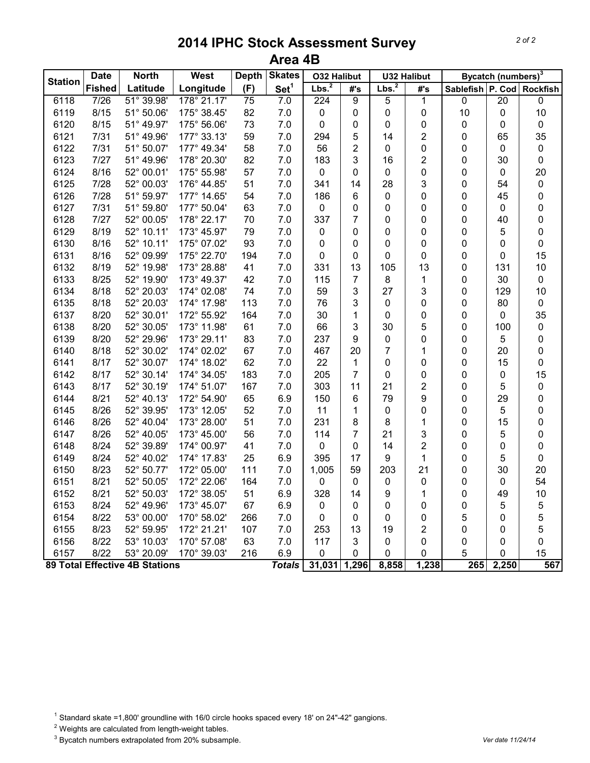# 2014 IPHC Stock Assessment Survey
## Area 4B

| Station | Date | North | West | Depth | Skates | O32 Halibut | | U32 Halibut | | Bycatch (numbers)[3] | | |
|---|---|---|---|---|---|---|---|---|---|---|---|---|
| | Fished | Latitude | Longitude | (F) | Set[1] | Lbs.[2] | #'s | Lbs.[2] | #'s | Sablefish | P. Cod | Rockfish |
| 6118 | 7/26 | 51° 39.98' | 178° 21.17' | 75 | 7.0 | 224 | 9 | 5 | 1 | 0 | 20 | 0 |
| 6119 | 8/15 | 51° 50.06' | 175° 38.45' | 82 | 7.0 | 0 | 0 | 0 | 0 | 10 | 0 | 10 |
| 6120 | 8/15 | 51° 49.97' | 175° 56.06' | 73 | 7.0 | 0 | 0 | 0 | 0 | 0 | 0 | 0 |
| 6121 | 7/31 | 51° 49.96' | 177° 33.13' | 59 | 7.0 | 294 | 5 | 14 | 2 | 0 | 65 | 35 |
| 6122 | 7/31 | 51° 50.07' | 177° 49.34' | 58 | 7.0 | 56 | 2 | 0 | 0 | 0 | 0 | 0 |
| 6123 | 7/27 | 51° 49.96' | 178° 20.30' | 82 | 7.0 | 183 | 3 | 16 | 2 | 0 | 30 | 0 |
| 6124 | 8/16 | 52° 00.01' | 175° 55.98' | 57 | 7.0 | 0 | 0 | 0 | 0 | 0 | 0 | 20 |
| 6125 | 7/28 | 52° 00.03' | 176° 44.85' | 51 | 7.0 | 341 | 14 | 28 | 3 | 0 | 54 | 0 |
| 6126 | 7/28 | 51° 59.97' | 177° 14.65' | 54 | 7.0 | 186 | 6 | 0 | 0 | 0 | 45 | 0 |
| 6127 | 7/31 | 51° 59.80' | 177° 50.04' | 63 | 7.0 | 0 | 0 | 0 | 0 | 0 | 0 | 0 |
| 6128 | 7/27 | 52° 00.05' | 178° 22.17' | 70 | 7.0 | 337 | 7 | 0 | 0 | 0 | 40 | 0 |
| 6129 | 8/19 | 52° 10.11' | 173° 45.97' | 79 | 7.0 | 0 | 0 | 0 | 0 | 0 | 5 | 0 |
| 6130 | 8/16 | 52° 10.11' | 175° 07.02' | 93 | 7.0 | 0 | 0 | 0 | 0 | 0 | 0 | 0 |
| 6131 | 8/16 | 52° 09.99' | 175° 22.70' | 194 | 7.0 | 0 | 0 | 0 | 0 | 0 | 0 | 15 |
| 6132 | 8/19 | 52° 19.98' | 173° 28.88' | 41 | 7.0 | 331 | 13 | 105 | 13 | 0 | 131 | 10 |
| 6133 | 8/25 | 52° 19.90' | 173° 49.37' | 42 | 7.0 | 115 | 7 | 8 | 1 | 0 | 30 | 0 |
| 6134 | 8/18 | 52° 20.03' | 174° 02.08' | 74 | 7.0 | 59 | 3 | 27 | 3 | 0 | 129 | 10 |
| 6135 | 8/18 | 52° 20.03' | 174° 17.98' | 113 | 7.0 | 76 | 3 | 0 | 0 | 0 | 80 | 0 |
| 6137 | 8/20 | 52° 30.01' | 172° 55.92' | 164 | 7.0 | 30 | 1 | 0 | 0 | 0 | 0 | 35 |
| 6138 | 8/20 | 52° 30.05' | 173° 11.98' | 61 | 7.0 | 66 | 3 | 30 | 5 | 0 | 100 | 0 |
| 6139 | 8/20 | 52° 29.96' | 173° 29.11' | 83 | 7.0 | 237 | 9 | 0 | 0 | 0 | 5 | 0 |
| 6140 | 8/18 | 52° 30.02' | 174° 02.02' | 67 | 7.0 | 467 | 20 | 7 | 1 | 0 | 20 | 0 |
| 6141 | 8/17 | 52° 30.07' | 174° 18.02' | 62 | 7.0 | 22 | 1 | 0 | 0 | 0 | 15 | 0 |
| 6142 | 8/17 | 52° 30.14' | 174° 34.05' | 183 | 7.0 | 205 | 7 | 0 | 0 | 0 | 0 | 15 |
| 6143 | 8/17 | 52° 30.19' | 174° 51.07' | 167 | 7.0 | 303 | 11 | 21 | 2 | 0 | 5 | 0 |
| 6144 | 8/21 | 52° 40.13' | 172° 54.90' | 65 | 6.9 | 150 | 6 | 79 | 9 | 0 | 29 | 0 |
| 6145 | 8/26 | 52° 39.95' | 173° 12.05' | 52 | 7.0 | 11 | 1 | 0 | 0 | 0 | 5 | 0 |
| 6146 | 8/26 | 52° 40.04' | 173° 28.00' | 51 | 7.0 | 231 | 8 | 8 | 1 | 0 | 15 | 0 |
| 6147 | 8/26 | 52° 40.05' | 173° 45.00' | 56 | 7.0 | 114 | 7 | 21 | 3 | 0 | 5 | 0 |
| 6148 | 8/24 | 52° 39.89' | 174° 00.97' | 41 | 7.0 | 0 | 0 | 14 | 2 | 0 | 0 | 0 |
| 6149 | 8/24 | 52° 40.02' | 174° 17.83' | 25 | 6.9 | 395 | 17 | 9 | 1 | 0 | 5 | 0 |
| 6150 | 8/23 | 52° 50.77' | 172° 05.00' | 111 | 7.0 | 1,005 | 59 | 203 | 21 | 0 | 30 | 20 |
| 6151 | 8/21 | 52° 50.05' | 172° 22.06' | 164 | 7.0 | 0 | 0 | 0 | 0 | 0 | 0 | 54 |
| 6152 | 8/21 | 52° 50.03' | 172° 38.05' | 51 | 6.9 | 328 | 14 | 9 | 1 | 0 | 49 | 10 |
| 6153 | 8/24 | 52° 49.96' | 173° 45.07' | 67 | 6.9 | 0 | 0 | 0 | 0 | 0 | 5 | 5 |
| 6154 | 8/22 | 53° 00.00' | 170° 58.02' | 266 | 7.0 | 0 | 0 | 0 | 0 | 5 | 0 | 5 |
| 6155 | 8/23 | 52° 59.95' | 172° 21.21' | 107 | 7.0 | 253 | 13 | 19 | 2 | 0 | 0 | 5 |
| 6156 | 8/22 | 53° 10.03' | 170° 57.08' | 63 | 7.0 | 117 | 3 | 0 | 0 | 0 | 0 | 0 |
| 6157 | 8/22 | 53° 20.09' | 170° 39.03' | 216 | 6.9 | 0 | 0 | 0 | 0 | 5 | 0 | 15 |
| **89 Total Effective 4B Stations** | | | | | ***Totals*** | **31,031** | **1,296** | **8,858** | **1,238** | **265** | **2,250** | **567** |

[1] Standard skate =1,800' groundline with 16/0 circle hooks spaced every 18' on 24"-42" gangions.

[2] Weights are calculated from length-weight tables.

[3] Bycatch numbers extrapolated from 20% subsample.

*Ver date 11/24/14*